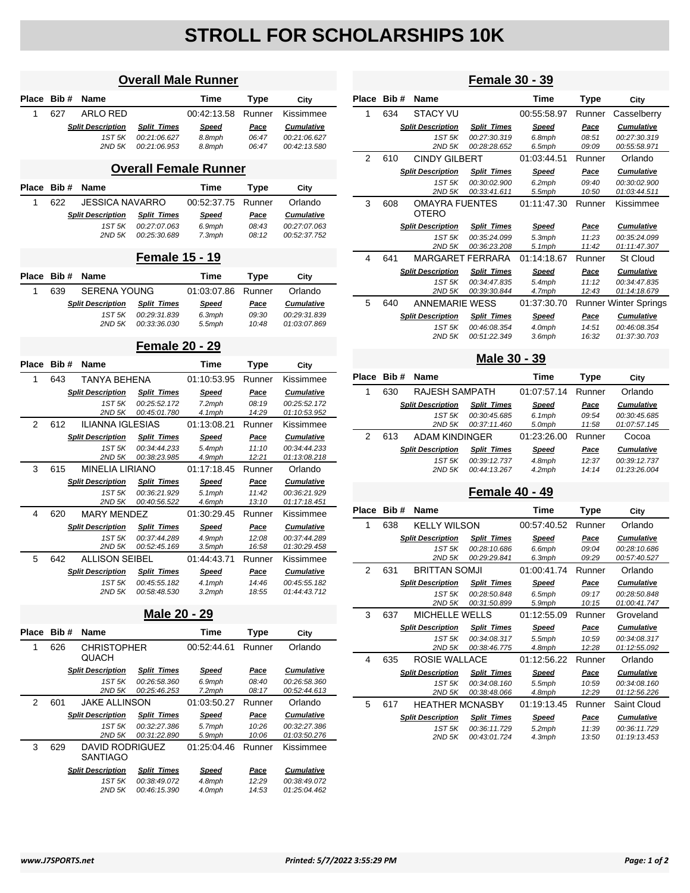# STROLL FOR SCHOLARSHIPS 10K

## Overall Male Runner

| Place | Bib # | Name | Time | Type | City |
|---|---|---|---|---|---|
| 1 | 627 | ARLO RED | 00:42:13.58 | Runner | Kissimmee |

| Split Description | Split Times | Speed | Pace | Cumulative |
|---|---|---|---|---|
| 1ST 5K | 00:21:06.627 | 8.8mph | 06:47 | 00:21:06.627 |
| 2ND 5K | 00:21:06.953 | 8.8mph | 06:47 | 00:42:13.580 |

## Overall Female Runner

| Place | Bib # | Name | Time | Type | City |
|---|---|---|---|---|---|
| 1 | 622 | JESSICA NAVARRO | 00:52:37.75 | Runner | Orlando |

| Split Description | Split Times | Speed | Pace | Cumulative |
|---|---|---|---|---|
| 1ST 5K | 00:27:07.063 | 6.9mph | 08:43 | 00:27:07.063 |
| 2ND 5K | 00:25:30.689 | 7.3mph | 08:12 | 00:52:37.752 |

## Female 15 - 19

| Place | Bib # | Name | Time | Type | City |
|---|---|---|---|---|---|
| 1 | 639 | SERENA YOUNG | 01:03:07.86 | Runner | Orlando |

| Split Description | Split Times | Speed | Pace | Cumulative |
|---|---|---|---|---|
| 1ST 5K | 00:29:31.839 | 6.3mph | 09:30 | 00:29:31.839 |
| 2ND 5K | 00:33:36.030 | 5.5mph | 10:48 | 01:03:07.869 |

## Female 20 - 29

| Place | Bib # | Name | Time | Type | City |
|---|---|---|---|---|---|
| 1 | 643 | TANYA BEHENA | 01:10:53.95 | Runner | Kissimmee |
| | | 1ST 5K | 00:25:52.172 | 7.2mph / 08:19 | 00:25:52.172 |
| | | 2ND 5K | 00:45:01.780 | 4.1mph / 14:29 | 01:10:53.952 |
| 2 | 612 | ILIANNA IGLESIAS | 01:13:08.21 | Runner | Kissimmee |
| | | 1ST 5K | 00:34:44.233 | 5.4mph / 11:10 | 00:34:44.233 |
| | | 2ND 5K | 00:38:23.985 | 4.9mph / 12:21 | 01:13:08.218 |
| 3 | 615 | MINELIA LIRIANO | 01:17:18.45 | Runner | Orlando |
| | | 1ST 5K | 00:36:21.929 | 5.1mph / 11:42 | 00:36:21.929 |
| | | 2ND 5K | 00:40:56.522 | 4.6mph / 13:10 | 01:17:18.451 |
| 4 | 620 | MARY MENDEZ | 01:30:29.45 | Runner | Kissimmee |
| | | 1ST 5K | 00:37:44.289 | 4.9mph / 12:08 | 00:37:44.289 |
| | | 2ND 5K | 00:52:45.169 | 3.5mph / 16:58 | 01:30:29.458 |
| 5 | 642 | ALLISON SEIBEL | 01:44:43.71 | Runner | Kissimmee |
| | | 1ST 5K | 00:45:55.182 | 4.1mph / 14:46 | 00:45:55.182 |
| | | 2ND 5K | 00:58:48.530 | 3.2mph / 18:55 | 01:44:43.712 |

## Male 20 - 29

| Place | Bib # | Name | Time | Type | City |
|---|---|---|---|---|---|
| 1 | 626 | CHRISTOPHER QUACH | 00:52:44.61 | Runner | Orlando |
| | | 1ST 5K | 00:26:58.360 | 6.9mph / 08:40 | 00:26:58.360 |
| | | 2ND 5K | 00:25:46.253 | 7.2mph / 08:17 | 00:52:44.613 |
| 2 | 601 | JAKE ALLINSON | 01:03:50.27 | Runner | Orlando |
| | | 1ST 5K | 00:32:27.386 | 5.7mph / 10:26 | 00:32:27.386 |
| | | 2ND 5K | 00:31:22.890 | 5.9mph / 10:06 | 01:03:50.276 |
| 3 | 629 | DAVID RODRIGUEZ SANTIAGO | 01:25:04.46 | Runner | Kissimmee |
| | | 1ST 5K | 00:38:49.072 | 4.8mph / 12:29 | 00:38:49.072 |
| | | 2ND 5K | 00:46:15.390 | 4.0mph / 14:53 | 01:25:04.462 |

## Female 30 - 39

| Place | Bib # | Name | Time | Type | City |
|---|---|---|---|---|---|
| 1 | 634 | STACY VU | 00:55:58.97 | Runner | Casselberry |
| | | 1ST 5K | 00:27:30.319 | 6.8mph / 08:51 | 00:27:30.319 |
| | | 2ND 5K | 00:28:28.652 | 6.5mph / 09:09 | 00:55:58.971 |
| 2 | 610 | CINDY GILBERT | 01:03:44.51 | Runner | Orlando |
| | | 1ST 5K | 00:30:02.900 | 6.2mph / 09:40 | 00:30:02.900 |
| | | 2ND 5K | 00:33:41.611 | 5.5mph / 10:50 | 01:03:44.511 |
| 3 | 608 | OMAYRA FUENTES OTERO | 01:11:47.30 | Runner | Kissimmee |
| | | 1ST 5K | 00:35:24.099 | 5.3mph / 11:23 | 00:35:24.099 |
| | | 2ND 5K | 00:36:23.208 | 5.1mph / 11:42 | 01:11:47.307 |
| 4 | 641 | MARGARET FERRARA | 01:14:18.67 | Runner | St Cloud |
| | | 1ST 5K | 00:34:47.835 | 5.4mph / 11:12 | 00:34:47.835 |
| | | 2ND 5K | 00:39:30.844 | 4.7mph / 12:43 | 01:14:18.679 |
| 5 | 640 | ANNEMARIE WESS | 01:37:30.70 | Runner | Winter Springs |
| | | 1ST 5K | 00:46:08.354 | 4.0mph / 14:51 | 00:46:08.354 |
| | | 2ND 5K | 00:51:22.349 | 3.6mph / 16:32 | 01:37:30.703 |

## Male 30 - 39

| Place | Bib # | Name | Time | Type | City |
|---|---|---|---|---|---|
| 1 | 630 | RAJESH SAMPATH | 01:07:57.14 | Runner | Orlando |
| | | 1ST 5K | 00:30:45.685 | 6.1mph / 09:54 | 00:30:45.685 |
| | | 2ND 5K | 00:37:11.460 | 5.0mph / 11:58 | 01:07:57.145 |
| 2 | 613 | ADAM KINDINGER | 01:23:26.00 | Runner | Cocoa |
| | | 1ST 5K | 00:39:12.737 | 4.8mph / 12:37 | 00:39:12.737 |
| | | 2ND 5K | 00:44:13.267 | 4.2mph / 14:14 | 01:23:26.004 |

## Female 40 - 49

| Place | Bib # | Name | Time | Type | City |
|---|---|---|---|---|---|
| 1 | 638 | KELLY WILSON | 00:57:40.52 | Runner | Orlando |
| | | 1ST 5K | 00:28:10.686 | 6.6mph / 09:04 | 00:28:10.686 |
| | | 2ND 5K | 00:29:29.841 | 6.3mph / 09:29 | 00:57:40.527 |
| 2 | 631 | BRITTAN SOMJI | 01:00:41.74 | Runner | Orlando |
| | | 1ST 5K | 00:28:50.848 | 6.5mph / 09:17 | 00:28:50.848 |
| | | 2ND 5K | 00:31:50.899 | 5.9mph / 10:15 | 01:00:41.747 |
| 3 | 637 | MICHELLE WELLS | 01:12:55.09 | Runner | Groveland |
| | | 1ST 5K | 00:34:08.317 | 5.5mph / 10:59 | 00:34:08.317 |
| | | 2ND 5K | 00:38:46.775 | 4.8mph / 12:28 | 01:12:55.092 |
| 4 | 635 | ROSIE WALLACE | 01:12:56.22 | Runner | Orlando |
| | | 1ST 5K | 00:34:08.160 | 5.5mph / 10:59 | 00:34:08.160 |
| | | 2ND 5K | 00:38:48.066 | 4.8mph / 12:29 | 01:12:56.226 |
| 5 | 617 | HEATHER MCNASBY | 01:19:13.45 | Runner | Saint Cloud |
| | | 1ST 5K | 00:36:11.729 | 5.2mph / 11:39 | 00:36:11.729 |
| | | 2ND 5K | 00:43:01.724 | 4.3mph / 13:50 | 01:19:13.453 |

Split rows list: Split Description | Split Times | Speed / Pace | Cumulative

www.J7SPORTS.net — Printed: 5/7/2022 3:55:29 PM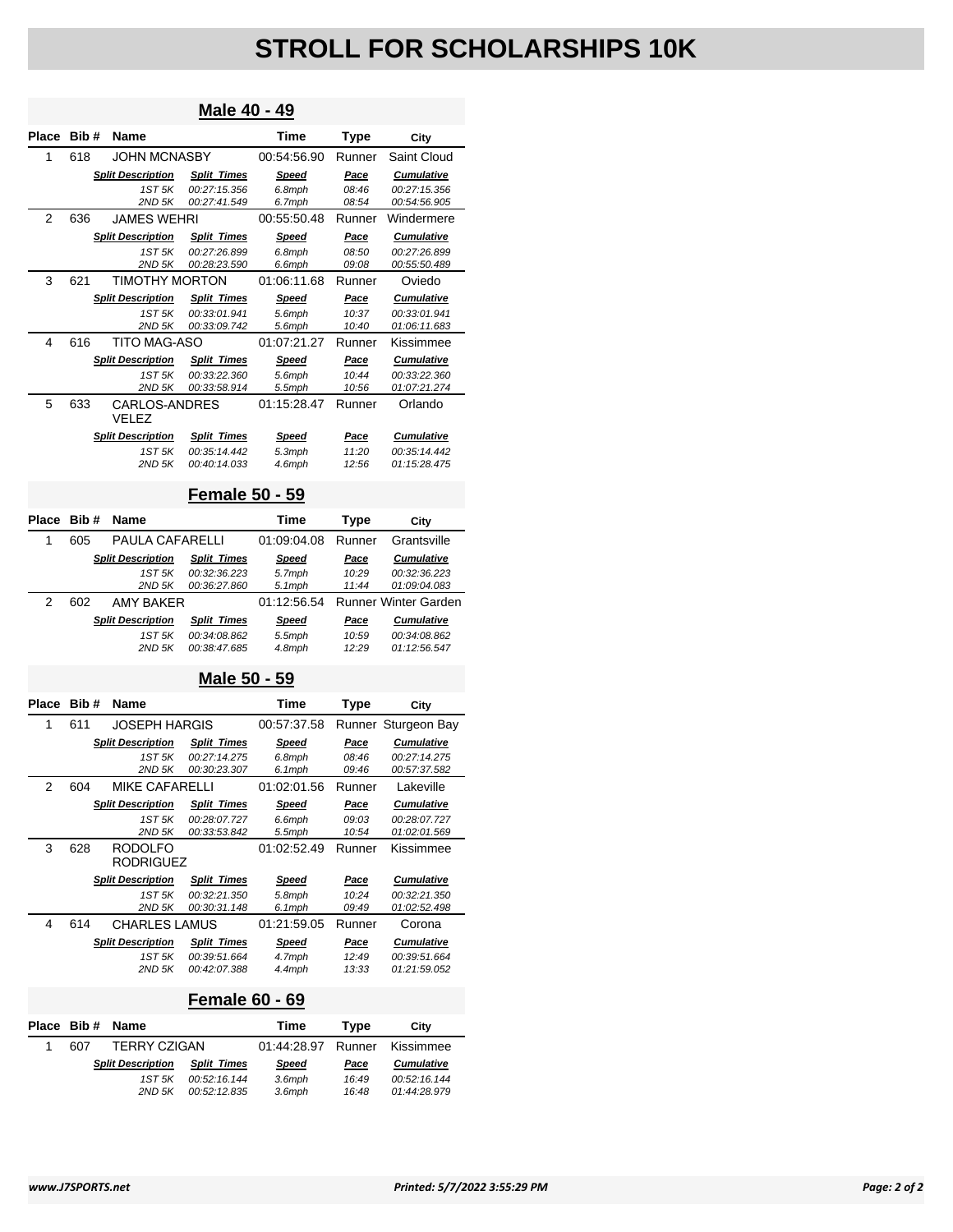# STROLL FOR SCHOLARSHIPS 10K

## Male 40 - 49

| Place | Bib # | Name | Time | Type | City |
|---|---|---|---|---|---|
| 1 | 618 | JOHN MCNASBY | 00:54:56.90 | Runner | Saint Cloud |

| Split Description | Split Times | Speed | Pace | Cumulative |
|---|---|---|---|---|
| 1ST 5K | 00:27:15.356 | 6.8mph | 08:46 | 00:27:15.356 |
| 2ND 5K | 00:27:41.549 | 6.7mph | 08:54 | 00:54:56.905 |

| Place | Bib # | Name | Time | Type | City |
|---|---|---|---|---|---|
| 2 | 636 | JAMES WEHRI | 00:55:50.48 | Runner | Windermere |

| Split Description | Split Times | Speed | Pace | Cumulative |
|---|---|---|---|---|
| 1ST 5K | 00:27:26.899 | 6.8mph | 08:50 | 00:27:26.899 |
| 2ND 5K | 00:28:23.590 | 6.6mph | 09:08 | 00:55:50.489 |

| Place | Bib # | Name | Time | Type | City |
|---|---|---|---|---|---|
| 3 | 621 | TIMOTHY MORTON | 01:06:11.68 | Runner | Oviedo |

| Split Description | Split Times | Speed | Pace | Cumulative |
|---|---|---|---|---|
| 1ST 5K | 00:33:01.941 | 5.6mph | 10:37 | 00:33:01.941 |
| 2ND 5K | 00:33:09.742 | 5.6mph | 10:40 | 01:06:11.683 |

| Place | Bib # | Name | Time | Type | City |
|---|---|---|---|---|---|
| 4 | 616 | TITO MAG-ASO | 01:07:21.27 | Runner | Kissimmee |

| Split Description | Split Times | Speed | Pace | Cumulative |
|---|---|---|---|---|
| 1ST 5K | 00:33:22.360 | 5.6mph | 10:44 | 00:33:22.360 |
| 2ND 5K | 00:33:58.914 | 5.5mph | 10:56 | 01:07:21.274 |

| Place | Bib # | Name | Time | Type | City |
|---|---|---|---|---|---|
| 5 | 633 | CARLOS-ANDRES VELEZ | 01:15:28.47 | Runner | Orlando |

| Split Description | Split Times | Speed | Pace | Cumulative |
|---|---|---|---|---|
| 1ST 5K | 00:35:14.442 | 5.3mph | 11:20 | 00:35:14.442 |
| 2ND 5K | 00:40:14.033 | 4.6mph | 12:56 | 01:15:28.475 |

## Female 50 - 59

| Place | Bib # | Name | Time | Type | City |
|---|---|---|---|---|---|
| 1 | 605 | PAULA CAFARELLI | 01:09:04.08 | Runner | Grantsville |

| Split Description | Split Times | Speed | Pace | Cumulative |
|---|---|---|---|---|
| 1ST 5K | 00:32:36.223 | 5.7mph | 10:29 | 00:32:36.223 |
| 2ND 5K | 00:36:27.860 | 5.1mph | 11:44 | 01:09:04.083 |

| Place | Bib # | Name | Time | Type | City |
|---|---|---|---|---|---|
| 2 | 602 | AMY BAKER | 01:12:56.54 | Runner | Winter Garden |

| Split Description | Split Times | Speed | Pace | Cumulative |
|---|---|---|---|---|
| 1ST 5K | 00:34:08.862 | 5.5mph | 10:59 | 00:34:08.862 |
| 2ND 5K | 00:38:47.685 | 4.8mph | 12:29 | 01:12:56.547 |

## Male 50 - 59

| Place | Bib # | Name | Time | Type | City |
|---|---|---|---|---|---|
| 1 | 611 | JOSEPH HARGIS | 00:57:37.58 | Runner | Sturgeon Bay |

| Split Description | Split Times | Speed | Pace | Cumulative |
|---|---|---|---|---|
| 1ST 5K | 00:27:14.275 | 6.8mph | 08:46 | 00:27:14.275 |
| 2ND 5K | 00:30:23.307 | 6.1mph | 09:46 | 00:57:37.582 |

| Place | Bib # | Name | Time | Type | City |
|---|---|---|---|---|---|
| 2 | 604 | MIKE CAFARELLI | 01:02:01.56 | Runner | Lakeville |

| Split Description | Split Times | Speed | Pace | Cumulative |
|---|---|---|---|---|
| 1ST 5K | 00:28:07.727 | 6.6mph | 09:03 | 00:28:07.727 |
| 2ND 5K | 00:33:53.842 | 5.5mph | 10:54 | 01:02:01.569 |

| Place | Bib # | Name | Time | Type | City |
|---|---|---|---|---|---|
| 3 | 628 | RODOLFO RODRIGUEZ | 01:02:52.49 | Runner | Kissimmee |

| Split Description | Split Times | Speed | Pace | Cumulative |
|---|---|---|---|---|
| 1ST 5K | 00:32:21.350 | 5.8mph | 10:24 | 00:32:21.350 |
| 2ND 5K | 00:30:31.148 | 6.1mph | 09:49 | 01:02:52.498 |

| Place | Bib # | Name | Time | Type | City |
|---|---|---|---|---|---|
| 4 | 614 | CHARLES LAMUS | 01:21:59.05 | Runner | Corona |

| Split Description | Split Times | Speed | Pace | Cumulative |
|---|---|---|---|---|
| 1ST 5K | 00:39:51.664 | 4.7mph | 12:49 | 00:39:51.664 |
| 2ND 5K | 00:42:07.388 | 4.4mph | 13:33 | 01:21:59.052 |

## Female 60 - 69

| Place | Bib # | Name | Time | Type | City |
|---|---|---|---|---|---|
| 1 | 607 | TERRY CZIGAN | 01:44:28.97 | Runner | Kissimmee |

| Split Description | Split Times | Speed | Pace | Cumulative |
|---|---|---|---|---|
| 1ST 5K | 00:52:16.144 | 3.6mph | 16:49 | 00:52:16.144 |
| 2ND 5K | 00:52:12.835 | 3.6mph | 16:48 | 01:44:28.979 |

www.J7SPORTS.net    Printed: 5/7/2022 3:55:29 PM